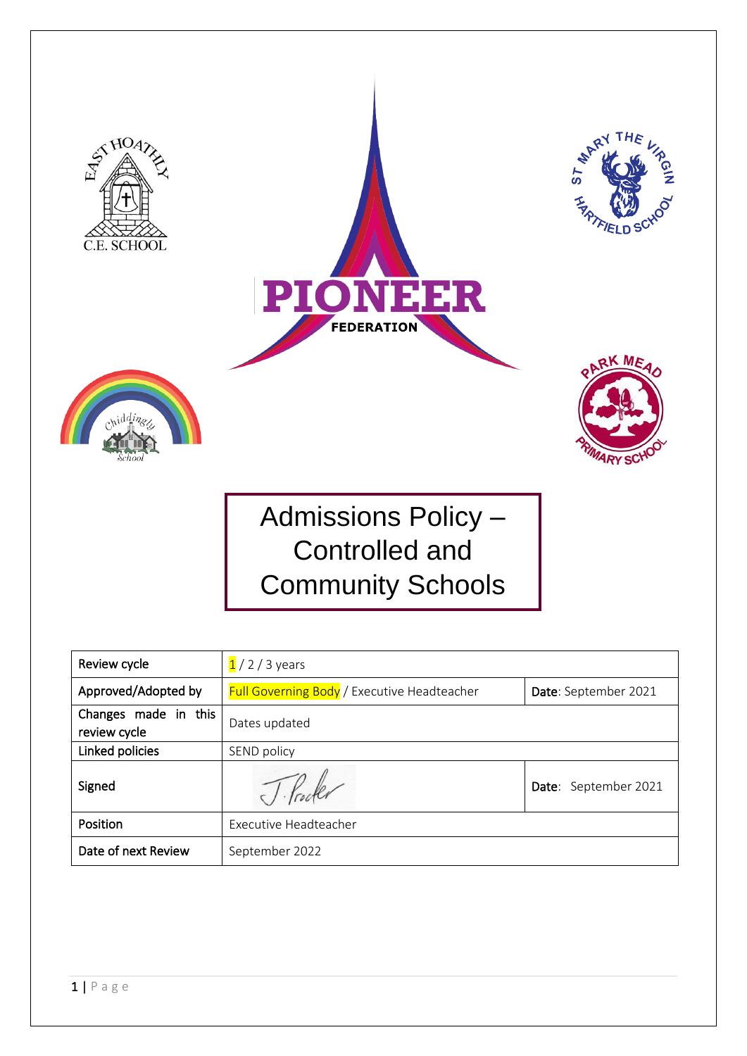PIONEER

FEDERATION

# Admissions Policy – Controlled and Community Schools

| Review cycle | 1 / 2 / 3 years | |
|---|---|---|
| Approved/Adopted by | Full Governing Body / Executive Headteacher | **Date**: September 2021 |
| Changes made in this review cycle | Dates updated | |
| Linked policies | SEND policy | |
| Signed | J. Procter | **Date**: September 2021 |
| Position | Executive Headteacher | |
| Date of next Review | September 2022 | |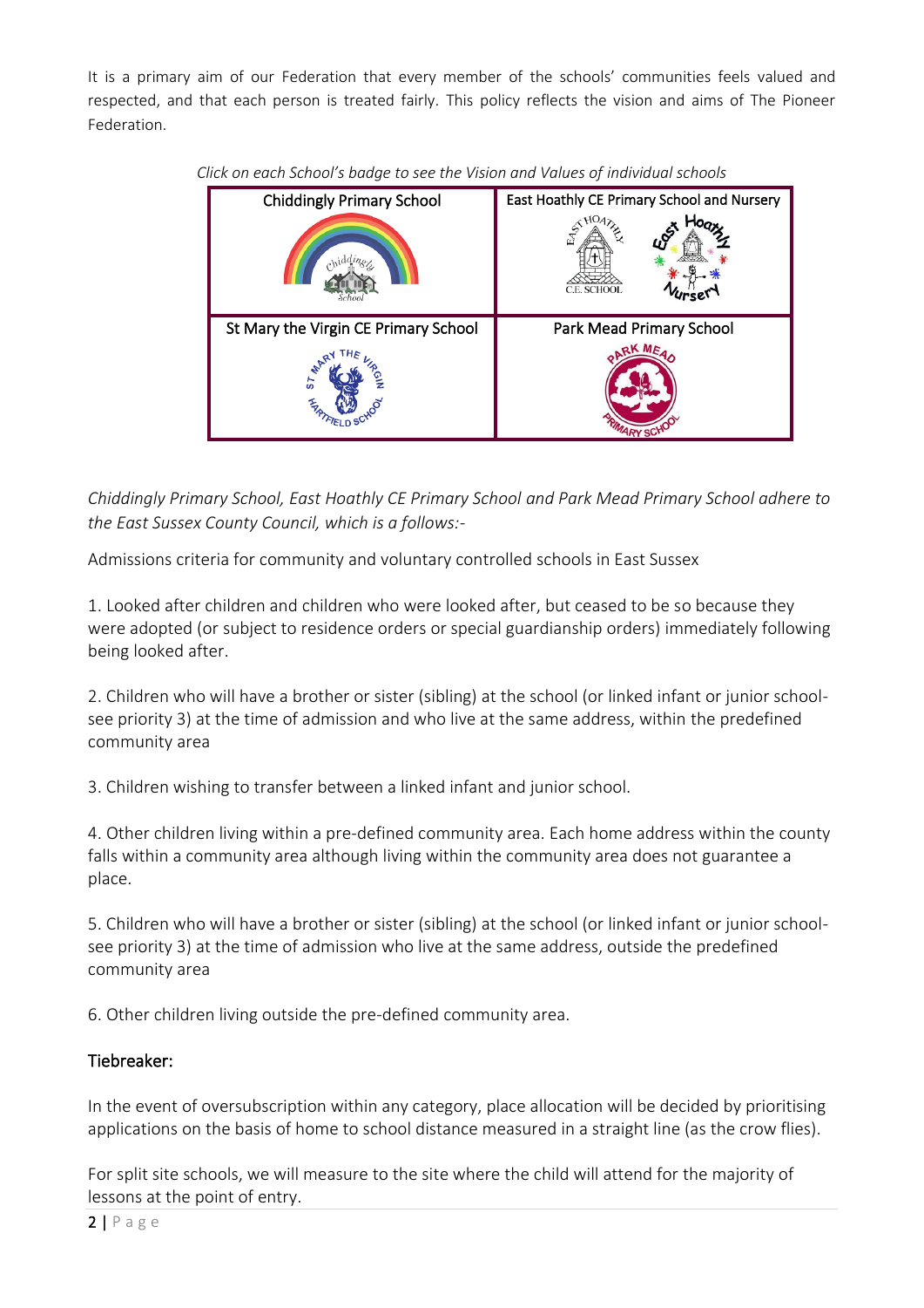It is a primary aim of our Federation that every member of the schools' communities feels valued and respected, and that each person is treated fairly. This policy reflects the vision and aims of The Pioneer Federation.

*Click on each School's badge to see the Vision and Values of individual schools*

| Chiddingly Primary School | East Hoathly CE Primary School and Nursery |
| --- | --- |
| St Mary the Virgin CE Primary School | Park Mead Primary School |

*Chiddingly Primary School, East Hoathly CE Primary School and Park Mead Primary School adhere to the East Sussex County Council, which is a follows:-*

Admissions criteria for community and voluntary controlled schools in East Sussex

1. Looked after children and children who were looked after, but ceased to be so because they were adopted (or subject to residence orders or special guardianship orders) immediately following being looked after.

2. Children who will have a brother or sister (sibling) at the school (or linked infant or junior school- see priority 3) at the time of admission and who live at the same address, within the predefined community area

3. Children wishing to transfer between a linked infant and junior school.

4. Other children living within a pre-defined community area. Each home address within the county falls within a community area although living within the community area does not guarantee a place.

5. Children who will have a brother or sister (sibling) at the school (or linked infant or junior school- see priority 3) at the time of admission who live at the same address, outside the predefined community area

6. Other children living outside the pre-defined community area.

## Tiebreaker:

In the event of oversubscription within any category, place allocation will be decided by prioritising applications on the basis of home to school distance measured in a straight line (as the crow flies).

For split site schools, we will measure to the site where the child will attend for the majority of lessons at the point of entry.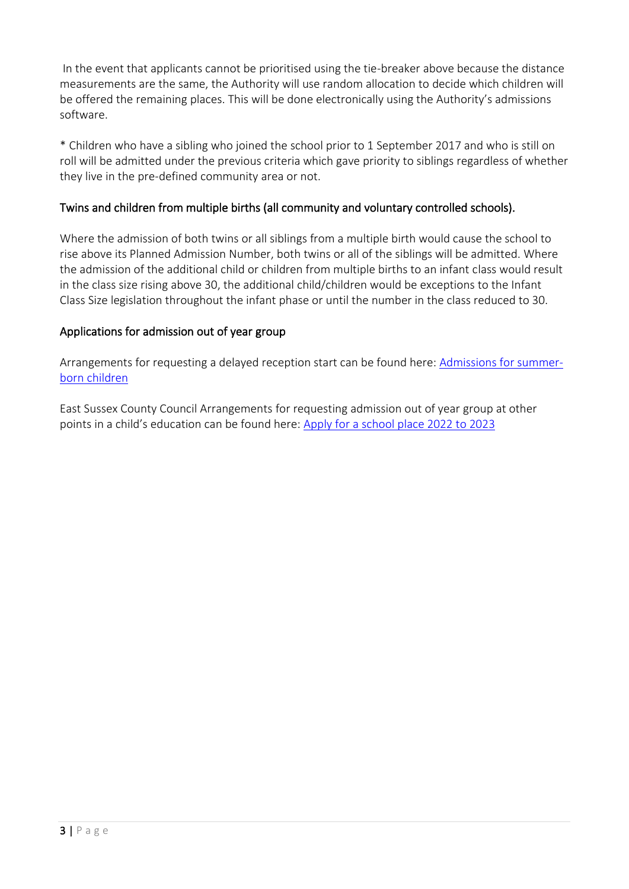In the event that applicants cannot be prioritised using the tie-breaker above because the distance measurements are the same, the Authority will use random allocation to decide which children will be offered the remaining places. This will be done electronically using the Authority's admissions software.

* Children who have a sibling who joined the school prior to 1 September 2017 and who is still on roll will be admitted under the previous criteria which gave priority to siblings regardless of whether they live in the pre-defined community area or not.

### Twins and children from multiple births (all community and voluntary controlled schools).

Where the admission of both twins or all siblings from a multiple birth would cause the school to rise above its Planned Admission Number, both twins or all of the siblings will be admitted. Where the admission of the additional child or children from multiple births to an infant class would result in the class size rising above 30, the additional child/children would be exceptions to the Infant Class Size legislation throughout the infant phase or until the number in the class reduced to 30.

### Applications for admission out of year group

Arrangements for requesting a delayed reception start can be found here: Admissions for summer-born children

East Sussex County Council Arrangements for requesting admission out of year group at other points in a child's education can be found here: Apply for a school place 2022 to 2023